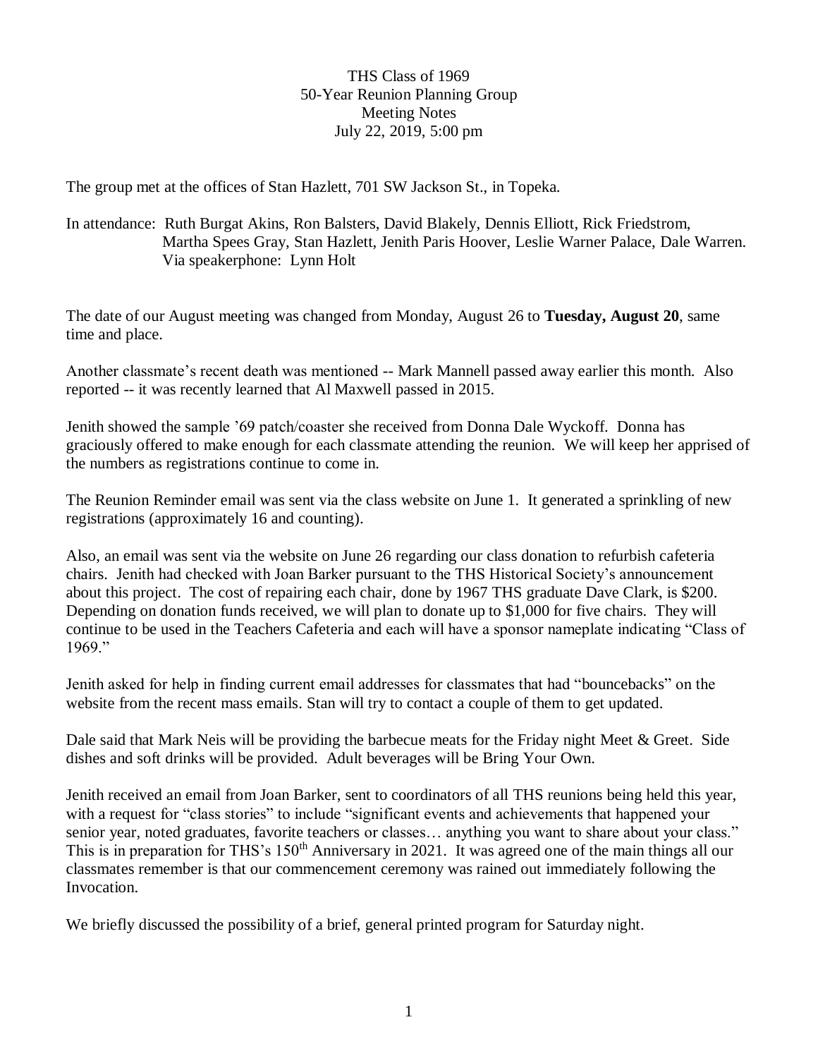# THS Class of 1969
## 50-Year Reunion Planning Group
## Meeting Notes
## July 22, 2019, 5:00 pm

The group met at the offices of Stan Hazlett, 701 SW Jackson St., in Topeka.

In attendance: Ruth Burgat Akins, Ron Balsters, David Blakely, Dennis Elliott, Rick Friedstrom, Martha Spees Gray, Stan Hazlett, Jenith Paris Hoover, Leslie Warner Palace, Dale Warren.
Via speakerphone: Lynn Holt

The date of our August meeting was changed from Monday, August 26 to **Tuesday, August 20**, same time and place.

Another classmate's recent death was mentioned -- Mark Mannell passed away earlier this month. Also reported -- it was recently learned that Al Maxwell passed in 2015.

Jenith showed the sample '69 patch/coaster she received from Donna Dale Wyckoff. Donna has graciously offered to make enough for each classmate attending the reunion. We will keep her apprised of the numbers as registrations continue to come in.

The Reunion Reminder email was sent via the class website on June 1. It generated a sprinkling of new registrations (approximately 16 and counting).

Also, an email was sent via the website on June 26 regarding our class donation to refurbish cafeteria chairs. Jenith had checked with Joan Barker pursuant to the THS Historical Society's announcement about this project. The cost of repairing each chair, done by 1967 THS graduate Dave Clark, is $200. Depending on donation funds received, we will plan to donate up to $1,000 for five chairs. They will continue to be used in the Teachers Cafeteria and each will have a sponsor nameplate indicating "Class of 1969."

Jenith asked for help in finding current email addresses for classmates that had "bouncebacks" on the website from the recent mass emails. Stan will try to contact a couple of them to get updated.

Dale said that Mark Neis will be providing the barbecue meats for the Friday night Meet & Greet. Side dishes and soft drinks will be provided. Adult beverages will be Bring Your Own.

Jenith received an email from Joan Barker, sent to coordinators of all THS reunions being held this year, with a request for "class stories" to include "significant events and achievements that happened your senior year, noted graduates, favorite teachers or classes… anything you want to share about your class." This is in preparation for THS's 150th Anniversary in 2021. It was agreed one of the main things all our classmates remember is that our commencement ceremony was rained out immediately following the Invocation.

We briefly discussed the possibility of a brief, general printed program for Saturday night.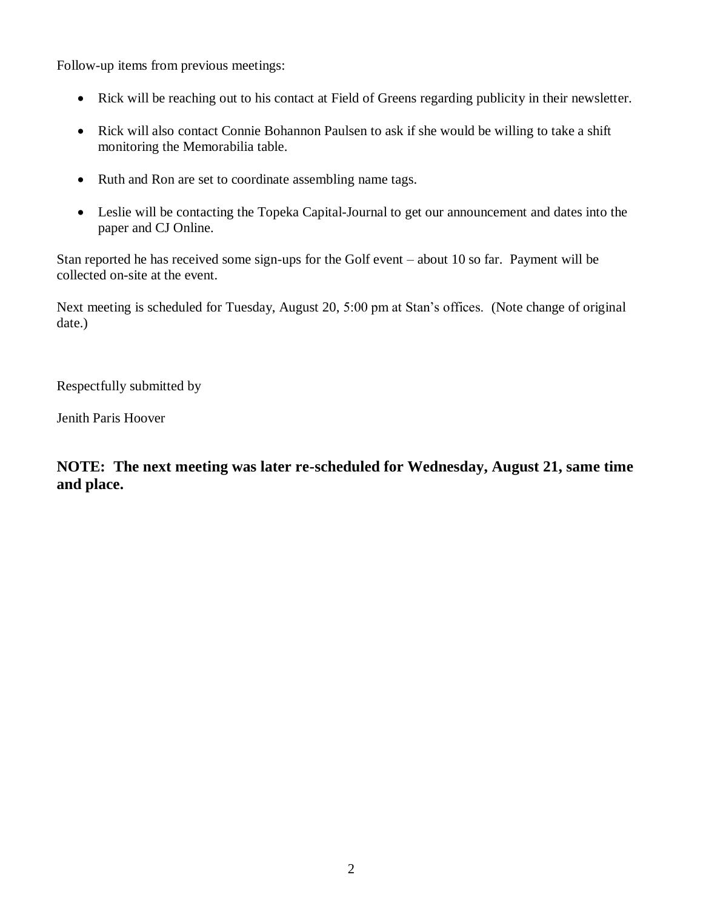Follow-up items from previous meetings:

- Rick will be reaching out to his contact at Field of Greens regarding publicity in their newsletter.
- Rick will also contact Connie Bohannon Paulsen to ask if she would be willing to take a shift monitoring the Memorabilia table.
- Ruth and Ron are set to coordinate assembling name tags.
- Leslie will be contacting the Topeka Capital-Journal to get our announcement and dates into the paper and CJ Online.

Stan reported he has received some sign-ups for the Golf event – about 10 so far. Payment will be collected on-site at the event.

Next meeting is scheduled for Tuesday, August 20, 5:00 pm at Stan's offices. (Note change of original date.)

Respectfully submitted by

Jenith Paris Hoover

**NOTE: The next meeting was later re-scheduled for Wednesday, August 21, same time and place.**